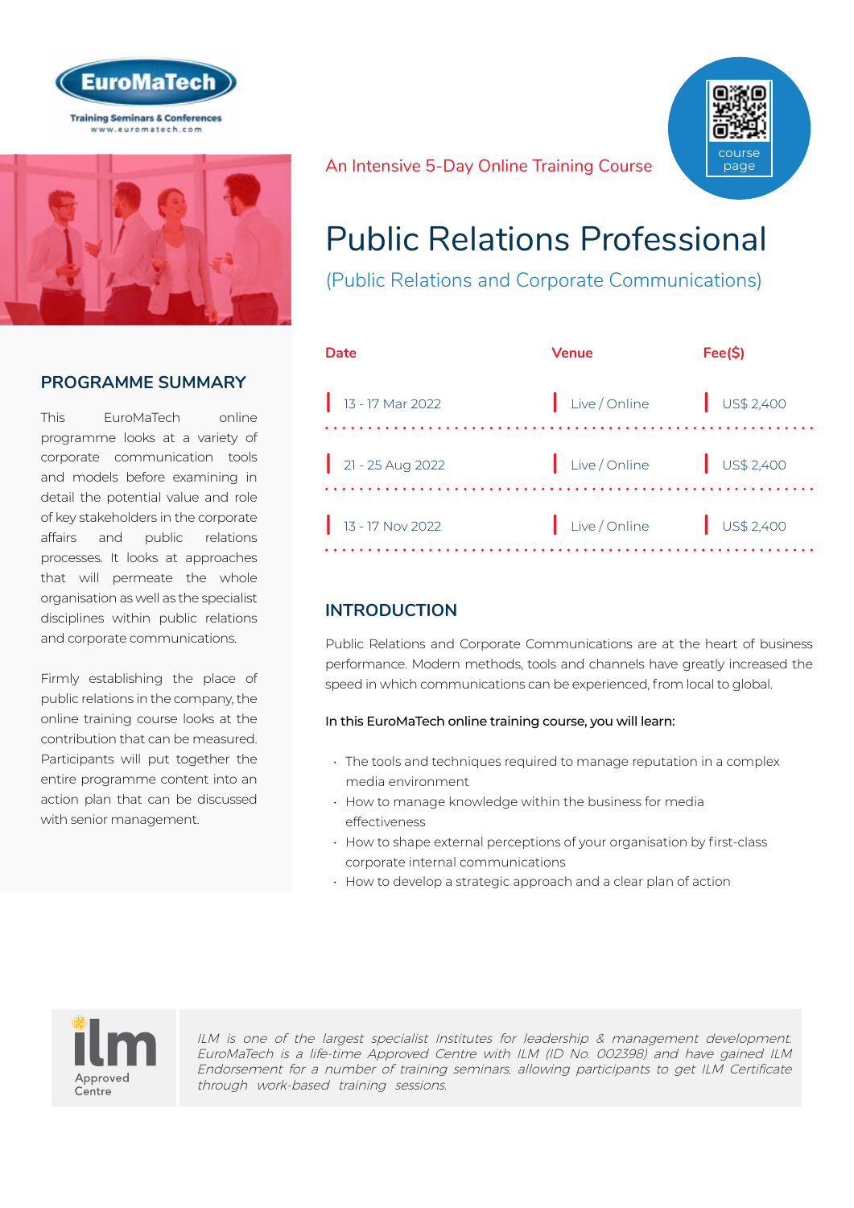EuroMaTech

Training Seminars & Conferences
www.euromatech.com

An Intensive 5-Day Online Training Course

course page

# Public Relations Professional

(Public Relations and Corporate Communications)

| Date | Venue | Fee($) |
|---|---|---|
| 13 - 17 Mar 2022 | Live / Online | US$ 2,400 |
| 21 - 25 Aug 2022 | Live / Online | US$ 2,400 |
| 13 - 17 Nov 2022 | Live / Online | US$ 2,400 |

## PROGRAMME SUMMARY

This EuroMaTech online programme looks at a variety of corporate communication tools and models before examining in detail the potential value and role of key stakeholders in the corporate affairs and public relations processes. It looks at approaches that will permeate the whole organisation as well as the specialist disciplines within public relations and corporate communications.

Firmly establishing the place of public relations in the company, the online training course looks at the contribution that can be measured. Participants will put together the entire programme content into an action plan that can be discussed with senior management.

## INTRODUCTION

Public Relations and Corporate Communications are at the heart of business performance. Modern methods, tools and channels have greatly increased the speed in which communications can be experienced, from local to global.

**In this EuroMaTech online training course, you will learn:**

- The tools and techniques required to manage reputation in a complex media environment
- How to manage knowledge within the business for media effectiveness
- How to shape external perceptions of your organisation by first-class corporate internal communications
- How to develop a strategic approach and a clear plan of action

ilm Approved Centre

*ILM is one of the largest specialist Institutes for leadership & management development. EuroMaTech is a life-time Approved Centre with ILM (ID No. 002398) and have gained ILM Endorsement for a number of training seminars, allowing participants to get ILM Certificate through work-based training sessions.*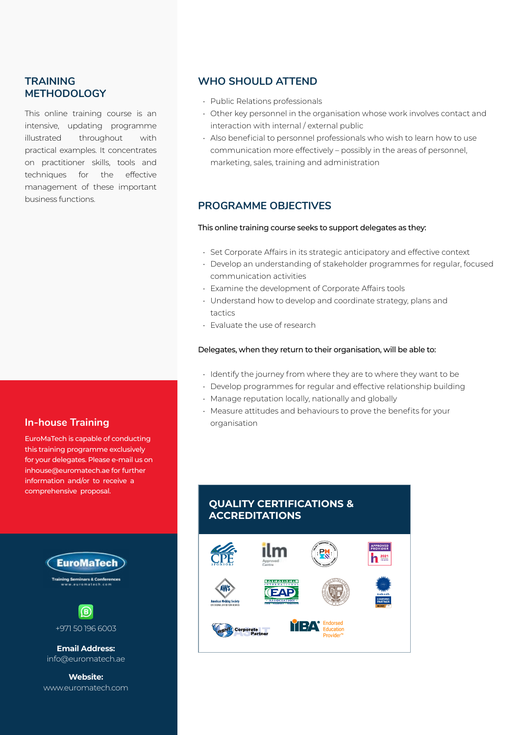## TRAINING METHODOLOGY

This online training course is an intensive, updating programme illustrated throughout with practical examples. It concentrates on practitioner skills, tools and techniques for the effective management of these important business functions.

## WHO SHOULD ATTEND

- Public Relations professionals
- Other key personnel in the organisation whose work involves contact and interaction with internal / external public
- Also beneficial to personnel professionals who wish to learn how to use communication more effectively – possibly in the areas of personnel, marketing, sales, training and administration

## PROGRAMME OBJECTIVES

This online training course seeks to support delegates as they:

- Set Corporate Affairs in its strategic anticipatory and effective context
- Develop an understanding of stakeholder programmes for regular, focused communication activities
- Examine the development of Corporate Affairs tools
- Understand how to develop and coordinate strategy, plans and tactics
- Evaluate the use of research

Delegates, when they return to their organisation, will be able to:

- Identify the journey from where they are to where they want to be
- Develop programmes for regular and effective relationship building
- Manage reputation locally, nationally and globally
- Measure attitudes and behaviours to prove the benefits for your organisation

## In-house Training

EuroMaTech is capable of conducting this training programme exclusively for your delegates. Please e-mail us on inhouse@euromatech.ae for further information and/or to receive a comprehensive proposal.

## QUALITY CERTIFICATIONS & ACCREDITATIONS

EuroMaTech
Training Seminars & Conferences
www.euromatech.com

+971 50 196 6003

**Email Address:**
info@euromatech.ae

**Website:**
www.euromatech.com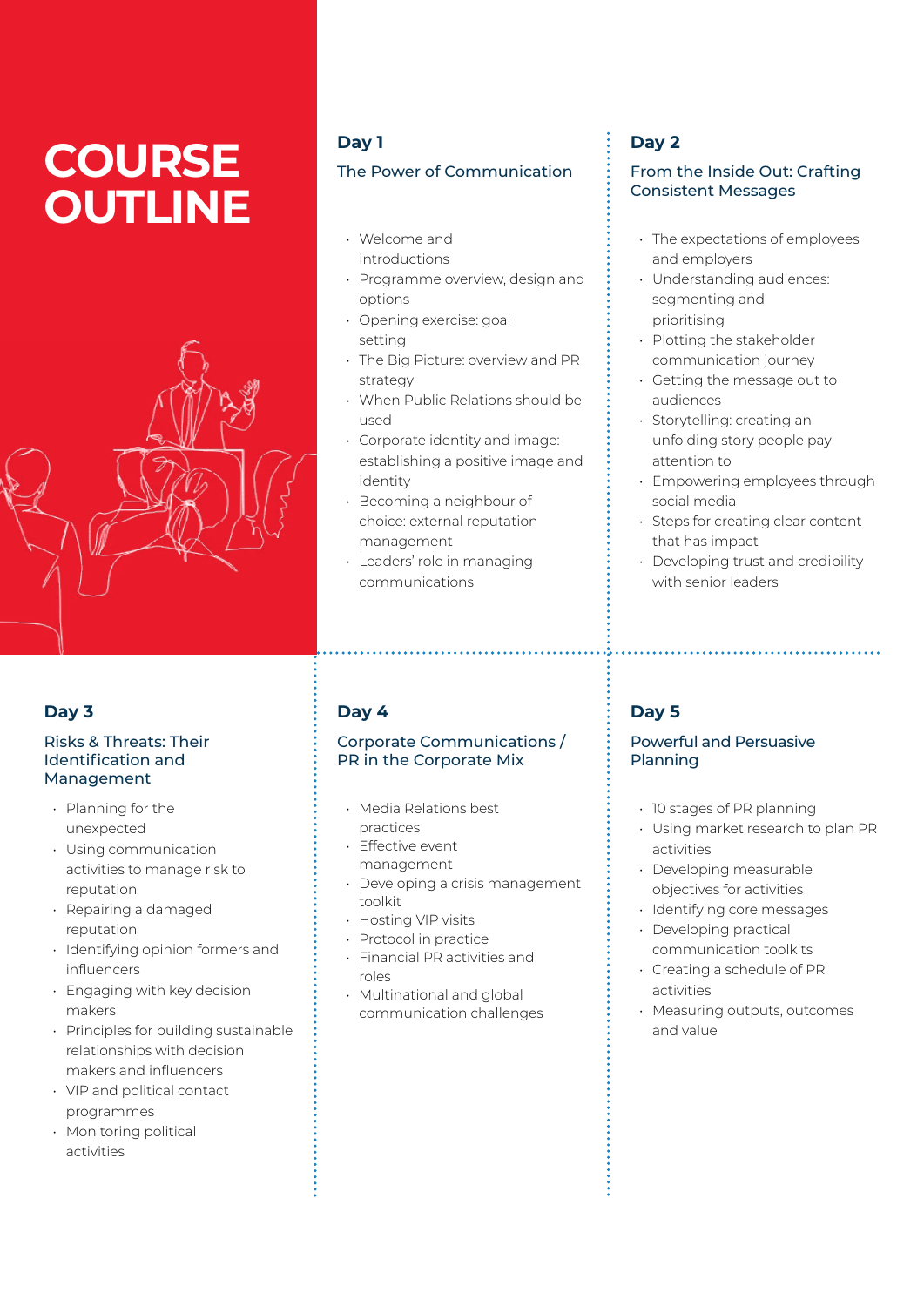# COURSE OUTLINE

## Day 1

### The Power of Communication

- Welcome and introductions
- Programme overview, design and options
- Opening exercise: goal setting
- The Big Picture: overview and PR strategy
- When Public Relations should be used
- Corporate identity and image: establishing a positive image and identity
- Becoming a neighbour of choice: external reputation management
- Leaders' role in managing communications

## Day 2

### From the Inside Out: Crafting Consistent Messages

- The expectations of employees and employers
- Understanding audiences: segmenting and prioritising
- Plotting the stakeholder communication journey
- Getting the message out to audiences
- Storytelling: creating an unfolding story people pay attention to
- Empowering employees through social media
- Steps for creating clear content that has impact
- Developing trust and credibility with senior leaders

## Day 3

### Risks & Threats: Their Identification and Management

- Planning for the unexpected
- Using communication activities to manage risk to reputation
- Repairing a damaged reputation
- Identifying opinion formers and influencers
- Engaging with key decision makers
- Principles for building sustainable relationships with decision makers and influencers
- VIP and political contact programmes
- Monitoring political activities

## Day 4

### Corporate Communications / PR in the Corporate Mix

- Media Relations best practices
- Effective event management
- Developing a crisis management toolkit
- Hosting VIP visits
- Protocol in practice
- Financial PR activities and roles
- Multinational and global communication challenges

## Day 5

### Powerful and Persuasive Planning

- 10 stages of PR planning
- Using market research to plan PR activities
- Developing measurable objectives for activities
- Identifying core messages
- Developing practical communication toolkits
- Creating a schedule of PR activities
- Measuring outputs, outcomes and value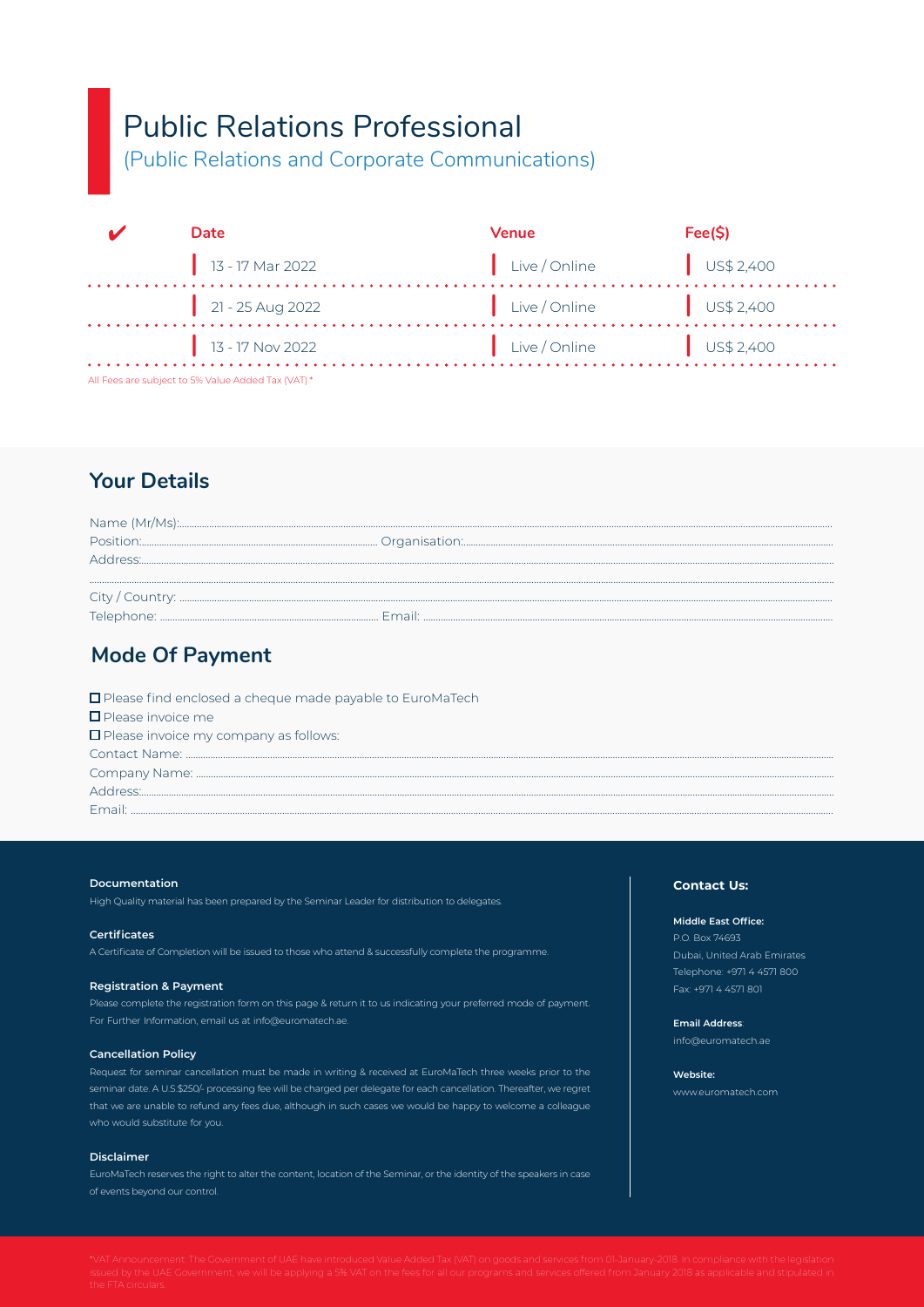# Public Relations Professional

(Public Relations and Corporate Communications)

| ✔ | Date | Venue | Fee($) |
|---|---|---|---|
| | 13 - 17 Mar 2022 | Live / Online | US$ 2,400 |
| | 21 - 25 Aug 2022 | Live / Online | US$ 2,400 |
| | 13 - 17 Nov 2022 | Live / Online | US$ 2,400 |

All Fees are subject to 5% Value Added Tax (VAT).*

## Your Details

Name (Mr/Ms):

Position: Organisation:

Address:

City / Country:

Telephone: Email:

## Mode Of Payment

☐ Please find enclosed a cheque made payable to EuroMaTech

☐ Please invoice me

☐ Please invoice my company as follows:

Contact Name:

Company Name:

Address:

Email:

**Documentation**

High Quality material has been prepared by the Seminar Leader for distribution to delegates.

**Certificates**

A Certificate of Completion will be issued to those who attend & successfully complete the programme.

**Registration & Payment**

Please complete the registration form on this page & return it to us indicating your preferred mode of payment. For Further Information, email us at info@euromatech.ae.

**Cancellation Policy**

Request for seminar cancellation must be made in writing & received at EuroMaTech three weeks prior to the seminar date. A U.S.$250/- processing fee will be charged per delegate for each cancellation. Thereafter, we regret that we are unable to refund any fees due, although in such cases we would be happy to welcome a colleague who would substitute for you.

**Disclaimer**

EuroMaTech reserves the right to alter the content, location of the Seminar, or the identity of the speakers in case of events beyond our control.

**Contact Us:**

**Middle East Office:**

P.O. Box 74693

Dubai, United Arab Emirates

Telephone: +971 4 4571 800

Fax: +971 4 4571 801

**Email Address**

info@euromatech.ae

**Website:**

www.euromatech.com

*VAT Announcement: The Government of UAE have introduced Value Added Tax (VAT) on goods and services from 01-January-2018. In compliance with the legislation issued by the UAE Government, we will be applying a 5% VAT on the fees for all our programs and services offered from January 2018 as applicable and stipulated in the FTA circulars.